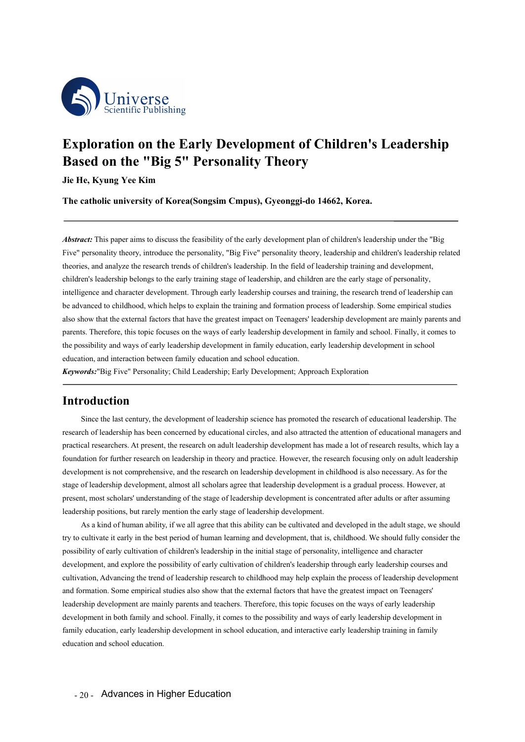# Exploration on the Early Development of Children's Leadership Based on the "Big 5" Personality Theory

**Jie He, Kyung Yee Kim**

**The catholic university of Korea(Songsim Cmpus), Gyeonggi-do 14662, Korea.**

***Abstract:*** This paper aims to discuss the feasibility of the early development plan of children's leadership under the "Big Five" personality theory, introduce the personality, "Big Five" personality theory, leadership and children's leadership related theories, and analyze the research trends of children's leadership. In the field of leadership training and development, children's leadership belongs to the early training stage of leadership, and children are the early stage of personality, intelligence and character development. Through early leadership courses and training, the research trend of leadership can be advanced to childhood, which helps to explain the training and formation process of leadership. Some empirical studies also show that the external factors that have the greatest impact on Teenagers' leadership development are mainly parents and parents. Therefore, this topic focuses on the ways of early leadership development in family and school. Finally, it comes to the possibility and ways of early leadership development in family education, early leadership development in school education, and interaction between family education and school education.

***Keywords:***"Big Five" Personality; Child Leadership; Early Development; Approach Exploration

## Introduction

Since the last century, the development of leadership science has promoted the research of educational leadership. The research of leadership has been concerned by educational circles, and also attracted the attention of educational managers and practical researchers. At present, the research on adult leadership development has made a lot of research results, which lay a foundation for further research on leadership in theory and practice. However, the research focusing only on adult leadership development is not comprehensive, and the research on leadership development in childhood is also necessary. As for the stage of leadership development, almost all scholars agree that leadership development is a gradual process. However, at present, most scholars' understanding of the stage of leadership development is concentrated after adults or after assuming leadership positions, but rarely mention the early stage of leadership development.

As a kind of human ability, if we all agree that this ability can be cultivated and developed in the adult stage, we should try to cultivate it early in the best period of human learning and development, that is, childhood. We should fully consider the possibility of early cultivation of children's leadership in the initial stage of personality, intelligence and character development, and explore the possibility of early cultivation of children's leadership through early leadership courses and cultivation, Advancing the trend of leadership research to childhood may help explain the process of leadership development and formation. Some empirical studies also show that the external factors that have the greatest impact on Teenagers' leadership development are mainly parents and teachers. Therefore, this topic focuses on the ways of early leadership development in both family and school. Finally, it comes to the possibility and ways of early leadership development in family education, early leadership development in school education, and interactive early leadership training in family education and school education.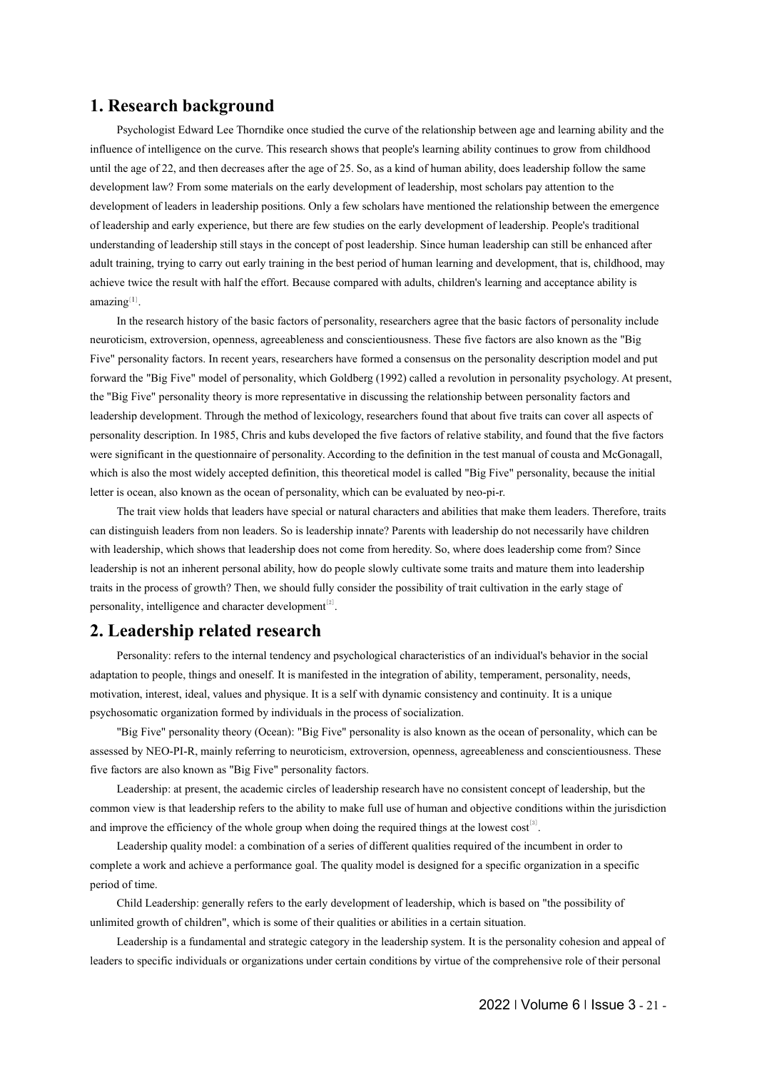## 1. Research background

Psychologist Edward Lee Thorndike once studied the curve of the relationship between age and learning ability and the influence of intelligence on the curve. This research shows that people's learning ability continues to grow from childhood until the age of 22, and then decreases after the age of 25. So, as a kind of human ability, does leadership follow the same development law? From some materials on the early development of leadership, most scholars pay attention to the development of leaders in leadership positions. Only a few scholars have mentioned the relationship between the emergence of leadership and early experience, but there are few studies on the early development of leadership. People's traditional understanding of leadership still stays in the concept of post leadership. Since human leadership can still be enhanced after adult training, trying to carry out early training in the best period of human learning and development, that is, childhood, may achieve twice the result with half the effort. Because compared with adults, children's learning and acceptance ability is amazing[1].

In the research history of the basic factors of personality, researchers agree that the basic factors of personality include neuroticism, extroversion, openness, agreeableness and conscientiousness. These five factors are also known as the "Big Five" personality factors. In recent years, researchers have formed a consensus on the personality description model and put forward the "Big Five" model of personality, which Goldberg (1992) called a revolution in personality psychology. At present, the "Big Five" personality theory is more representative in discussing the relationship between personality factors and leadership development. Through the method of lexicology, researchers found that about five traits can cover all aspects of personality description. In 1985, Chris and kubs developed the five factors of relative stability, and found that the five factors were significant in the questionnaire of personality. According to the definition in the test manual of cousta and McGonagall, which is also the most widely accepted definition, this theoretical model is called "Big Five" personality, because the initial letter is ocean, also known as the ocean of personality, which can be evaluated by neo-pi-r.

The trait view holds that leaders have special or natural characters and abilities that make them leaders. Therefore, traits can distinguish leaders from non leaders. So is leadership innate? Parents with leadership do not necessarily have children with leadership, which shows that leadership does not come from heredity. So, where does leadership come from? Since leadership is not an inherent personal ability, how do people slowly cultivate some traits and mature them into leadership traits in the process of growth? Then, we should fully consider the possibility of trait cultivation in the early stage of personality, intelligence and character development[2].

## 2. Leadership related research

Personality: refers to the internal tendency and psychological characteristics of an individual's behavior in the social adaptation to people, things and oneself. It is manifested in the integration of ability, temperament, personality, needs, motivation, interest, ideal, values and physique. It is a self with dynamic consistency and continuity. It is a unique psychosomatic organization formed by individuals in the process of socialization.

"Big Five" personality theory (Ocean): "Big Five" personality is also known as the ocean of personality, which can be assessed by NEO-PI-R, mainly referring to neuroticism, extroversion, openness, agreeableness and conscientiousness. These five factors are also known as "Big Five" personality factors.

Leadership: at present, the academic circles of leadership research have no consistent concept of leadership, but the common view is that leadership refers to the ability to make full use of human and objective conditions within the jurisdiction and improve the efficiency of the whole group when doing the required things at the lowest cost[3].

Leadership quality model: a combination of a series of different qualities required of the incumbent in order to complete a work and achieve a performance goal. The quality model is designed for a specific organization in a specific period of time.

Child Leadership: generally refers to the early development of leadership, which is based on "the possibility of unlimited growth of children", which is some of their qualities or abilities in a certain situation.

Leadership is a fundamental and strategic category in the leadership system. It is the personality cohesion and appeal of leaders to specific individuals or organizations under certain conditions by virtue of the comprehensive role of their personal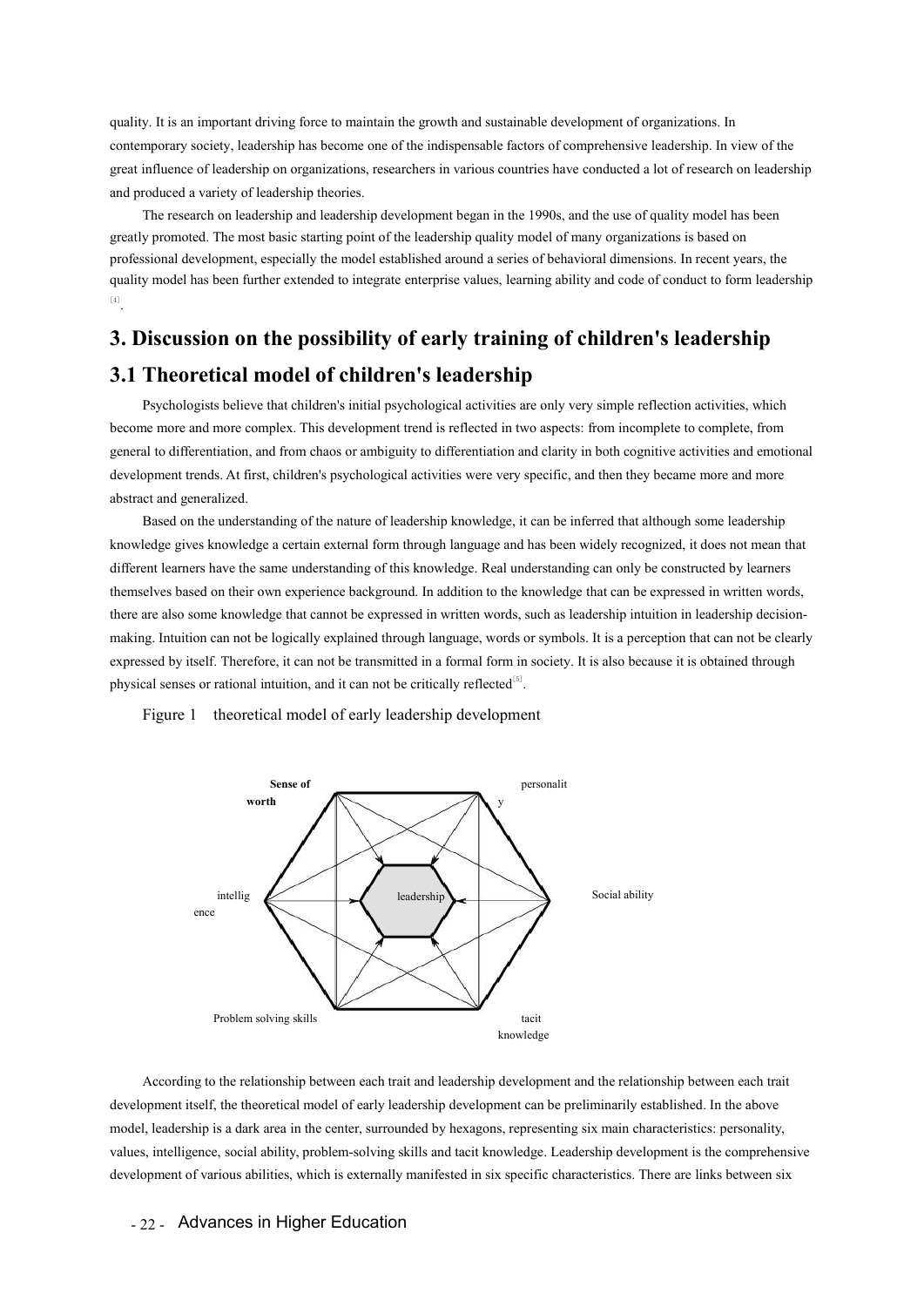quality. It is an important driving force to maintain the growth and sustainable development of organizations. In contemporary society, leadership has become one of the indispensable factors of comprehensive leadership. In view of the great influence of leadership on organizations, researchers in various countries have conducted a lot of research on leadership and produced a variety of leadership theories.

The research on leadership and leadership development began in the 1990s, and the use of quality model has been greatly promoted. The most basic starting point of the leadership quality model of many organizations is based on professional development, especially the model established around a series of behavioral dimensions. In recent years, the quality model has been further extended to integrate enterprise values, learning ability and code of conduct to form leadership [4].

## 3. Discussion on the possibility of early training of children's leadership

### 3.1 Theoretical model of children's leadership

Psychologists believe that children's initial psychological activities are only very simple reflection activities, which become more and more complex. This development trend is reflected in two aspects: from incomplete to complete, from general to differentiation, and from chaos or ambiguity to differentiation and clarity in both cognitive activities and emotional development trends. At first, children's psychological activities were very specific, and then they became more and more abstract and generalized.

Based on the understanding of the nature of leadership knowledge, it can be inferred that although some leadership knowledge gives knowledge a certain external form through language and has been widely recognized, it does not mean that different learners have the same understanding of this knowledge. Real understanding can only be constructed by learners themselves based on their own experience background. In addition to the knowledge that can be expressed in written words, there are also some knowledge that cannot be expressed in written words, such as leadership intuition in leadership decision-making. Intuition can not be logically explained through language, words or symbols. It is a perception that can not be clearly expressed by itself. Therefore, it can not be transmitted in a formal form in society. It is also because it is obtained through physical senses or rational intuition, and it can not be critically reflected[5].

Figure 1 theoretical model of early leadership development

**Sense of worth** | personality | Social ability | tacit knowledge | Problem solving skills | intelligence | leadership

According to the relationship between each trait and leadership development and the relationship between each trait development itself, the theoretical model of early leadership development can be preliminarily established. In the above model, leadership is a dark area in the center, surrounded by hexagons, representing six main characteristics: personality, values, intelligence, social ability, problem-solving skills and tacit knowledge. Leadership development is the comprehensive development of various abilities, which is externally manifested in six specific characteristics. There are links between six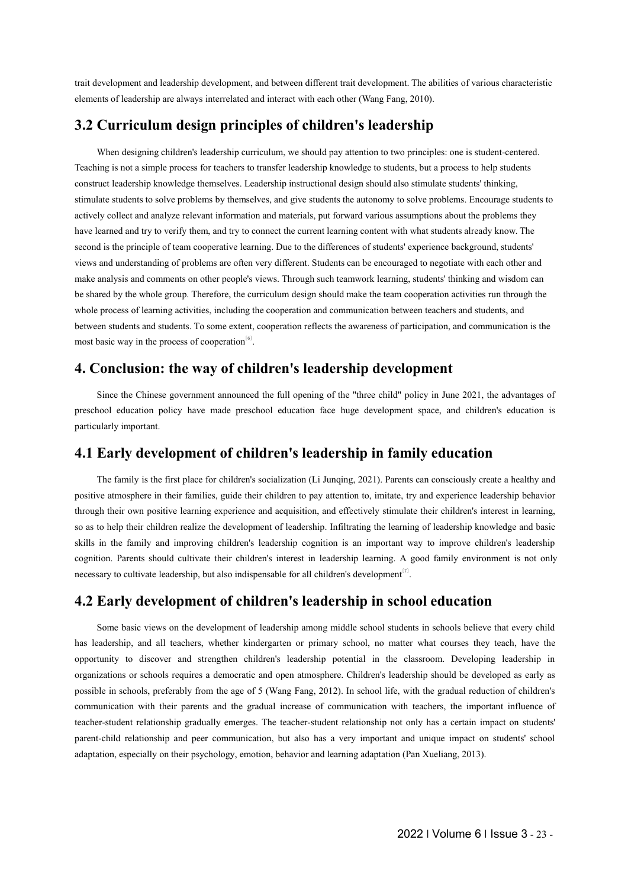trait development and leadership development, and between different trait development. The abilities of various characteristic elements of leadership are always interrelated and interact with each other (Wang Fang, 2010).

## 3.2 Curriculum design principles of children's leadership

When designing children's leadership curriculum, we should pay attention to two principles: one is student-centered. Teaching is not a simple process for teachers to transfer leadership knowledge to students, but a process to help students construct leadership knowledge themselves. Leadership instructional design should also stimulate students' thinking, stimulate students to solve problems by themselves, and give students the autonomy to solve problems. Encourage students to actively collect and analyze relevant information and materials, put forward various assumptions about the problems they have learned and try to verify them, and try to connect the current learning content with what students already know. The second is the principle of team cooperative learning. Due to the differences of students' experience background, students' views and understanding of problems are often very different. Students can be encouraged to negotiate with each other and make analysis and comments on other people's views. Through such teamwork learning, students' thinking and wisdom can be shared by the whole group. Therefore, the curriculum design should make the team cooperation activities run through the whole process of learning activities, including the cooperation and communication between teachers and students, and between students and students. To some extent, cooperation reflects the awareness of participation, and communication is the most basic way in the process of cooperation[6].

## 4. Conclusion: the way of children's leadership development

Since the Chinese government announced the full opening of the "three child" policy in June 2021, the advantages of preschool education policy have made preschool education face huge development space, and children's education is particularly important.

## 4.1 Early development of children's leadership in family education

The family is the first place for children's socialization (Li Junqing, 2021). Parents can consciously create a healthy and positive atmosphere in their families, guide their children to pay attention to, imitate, try and experience leadership behavior through their own positive learning experience and acquisition, and effectively stimulate their children's interest in learning, so as to help their children realize the development of leadership. Infiltrating the learning of leadership knowledge and basic skills in the family and improving children's leadership cognition is an important way to improve children's leadership cognition. Parents should cultivate their children's interest in leadership learning. A good family environment is not only necessary to cultivate leadership, but also indispensable for all children's development[7].

## 4.2 Early development of children's leadership in school education

Some basic views on the development of leadership among middle school students in schools believe that every child has leadership, and all teachers, whether kindergarten or primary school, no matter what courses they teach, have the opportunity to discover and strengthen children's leadership potential in the classroom. Developing leadership in organizations or schools requires a democratic and open atmosphere. Children's leadership should be developed as early as possible in schools, preferably from the age of 5 (Wang Fang, 2012). In school life, with the gradual reduction of children's communication with their parents and the gradual increase of communication with teachers, the important influence of teacher-student relationship gradually emerges. The teacher-student relationship not only has a certain impact on students' parent-child relationship and peer communication, but also has a very important and unique impact on students' school adaptation, especially on their psychology, emotion, behavior and learning adaptation (Pan Xueliang, 2013).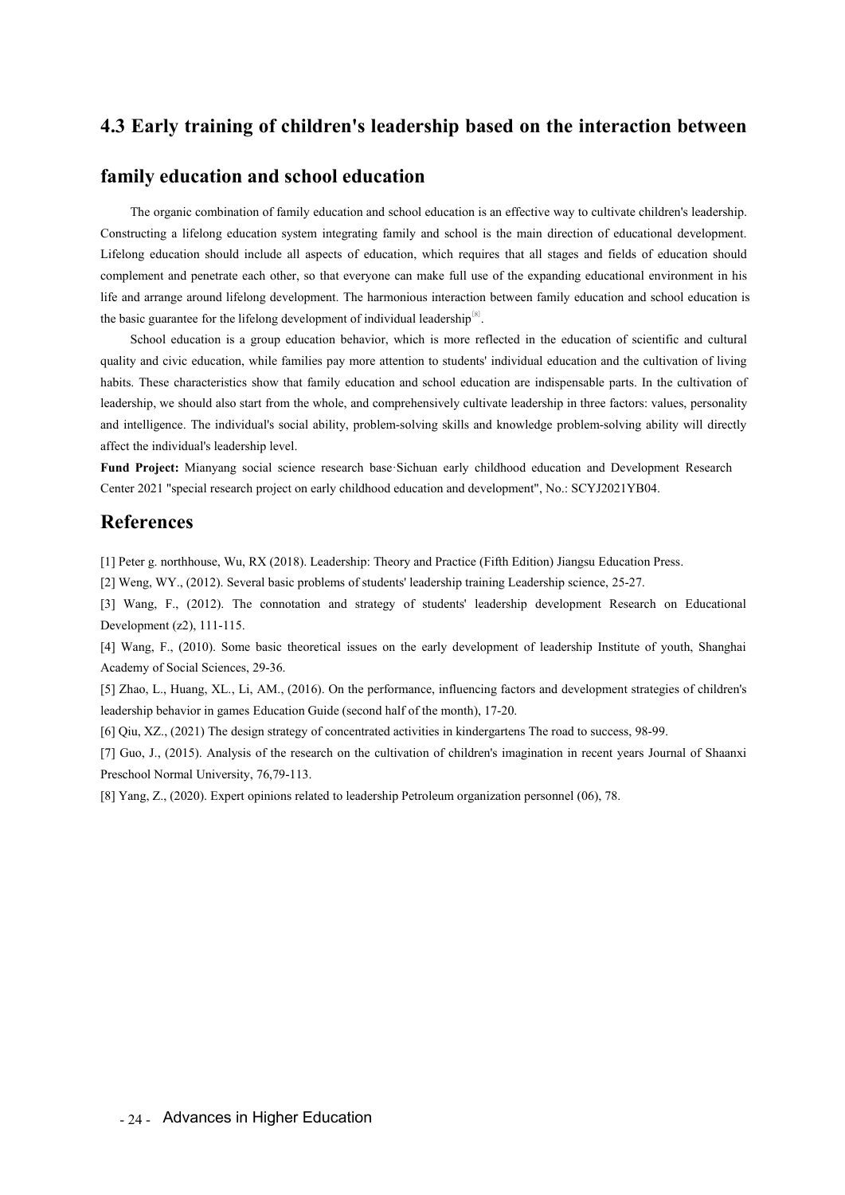## 4.3 Early training of children's leadership based on the interaction between family education and school education

The organic combination of family education and school education is an effective way to cultivate children's leadership. Constructing a lifelong education system integrating family and school is the main direction of educational development. Lifelong education should include all aspects of education, which requires that all stages and fields of education should complement and penetrate each other, so that everyone can make full use of the expanding educational environment in his life and arrange around lifelong development. The harmonious interaction between family education and school education is the basic guarantee for the lifelong development of individual leadership[8].

School education is a group education behavior, which is more reflected in the education of scientific and cultural quality and civic education, while families pay more attention to students' individual education and the cultivation of living habits. These characteristics show that family education and school education are indispensable parts. In the cultivation of leadership, we should also start from the whole, and comprehensively cultivate leadership in three factors: values, personality and intelligence. The individual's social ability, problem-solving skills and knowledge problem-solving ability will directly affect the individual's leadership level.

**Fund Project:** Mianyang social science research base·Sichuan early childhood education and Development Research Center 2021 "special research project on early childhood education and development", No.: SCYJ2021YB04.

## References

[1] Peter g. northhouse, Wu, RX (2018). Leadership: Theory and Practice (Fifth Edition) Jiangsu Education Press.

[2] Weng, WY., (2012). Several basic problems of students' leadership training Leadership science, 25-27.

[3] Wang, F., (2012). The connotation and strategy of students' leadership development Research on Educational Development (z2), 111-115.

[4] Wang, F., (2010). Some basic theoretical issues on the early development of leadership Institute of youth, Shanghai Academy of Social Sciences, 29-36.

[5] Zhao, L., Huang, XL., Li, AM., (2016). On the performance, influencing factors and development strategies of children's leadership behavior in games Education Guide (second half of the month), 17-20.

[6] Qiu, XZ., (2021) The design strategy of concentrated activities in kindergartens The road to success, 98-99.

[7] Guo, J., (2015). Analysis of the research on the cultivation of children's imagination in recent years Journal of Shaanxi Preschool Normal University, 76,79-113.

[8] Yang, Z., (2020). Expert opinions related to leadership Petroleum organization personnel (06), 78.